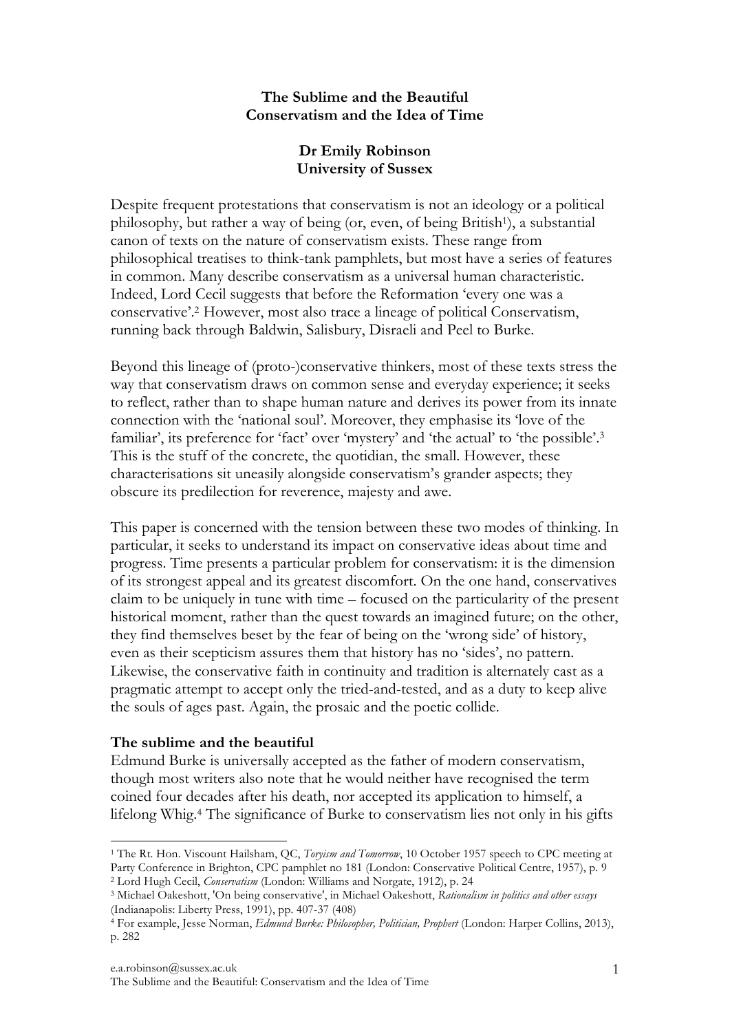**The Sublime and the Beautiful**
**Conservatism and the Idea of Time**

**Dr Emily Robinson**
**University of Sussex**

Despite frequent protestations that conservatism is not an ideology or a political philosophy, but rather a way of being (or, even, of being British[1]), a substantial canon of texts on the nature of conservatism exists. These range from philosophical treatises to think-tank pamphlets, but most have a series of features in common. Many describe conservatism as a universal human characteristic. Indeed, Lord Cecil suggests that before the Reformation 'every one was a conservative'.[2] However, most also trace a lineage of political Conservatism, running back through Baldwin, Salisbury, Disraeli and Peel to Burke.

Beyond this lineage of (proto-)conservative thinkers, most of these texts stress the way that conservatism draws on common sense and everyday experience; it seeks to reflect, rather than to shape human nature and derives its power from its innate connection with the 'national soul'. Moreover, they emphasise its 'love of the familiar', its preference for 'fact' over 'mystery' and 'the actual' to 'the possible'.[3] This is the stuff of the concrete, the quotidian, the small. However, these characterisations sit uneasily alongside conservatism's grander aspects; they obscure its predilection for reverence, majesty and awe.

This paper is concerned with the tension between these two modes of thinking. In particular, it seeks to understand its impact on conservative ideas about time and progress. Time presents a particular problem for conservatism: it is the dimension of its strongest appeal and its greatest discomfort. On the one hand, conservatives claim to be uniquely in tune with time – focused on the particularity of the present historical moment, rather than the quest towards an imagined future; on the other, they find themselves beset by the fear of being on the 'wrong side' of history, even as their scepticism assures them that history has no 'sides', no pattern. Likewise, the conservative faith in continuity and tradition is alternately cast as a pragmatic attempt to accept only the tried-and-tested, and as a duty to keep alive the souls of ages past. Again, the prosaic and the poetic collide.

## The sublime and the beautiful

Edmund Burke is universally accepted as the father of modern conservatism, though most writers also note that he would neither have recognised the term coined four decades after his death, nor accepted its application to himself, a lifelong Whig.[4] The significance of Burke to conservatism lies not only in his gifts

---

[1] The Rt. Hon. Viscount Hailsham, QC, *Toryism and Tomorrow*, 10 October 1957 speech to CPC meeting at Party Conference in Brighton, CPC pamphlet no 181 (London: Conservative Political Centre, 1957), p. 9

[2] Lord Hugh Cecil, *Conservatism* (London: Williams and Norgate, 1912), p. 24

[3] Michael Oakeshott, 'On being conservative', in Michael Oakeshott, *Rationalism in politics and other essays* (Indianapolis: Liberty Press, 1991), pp. 407-37 (408)

[4] For example, Jesse Norman, *Edmund Burke: Philosopher, Politician, Prophet* (London: Harper Collins, 2013), p. 282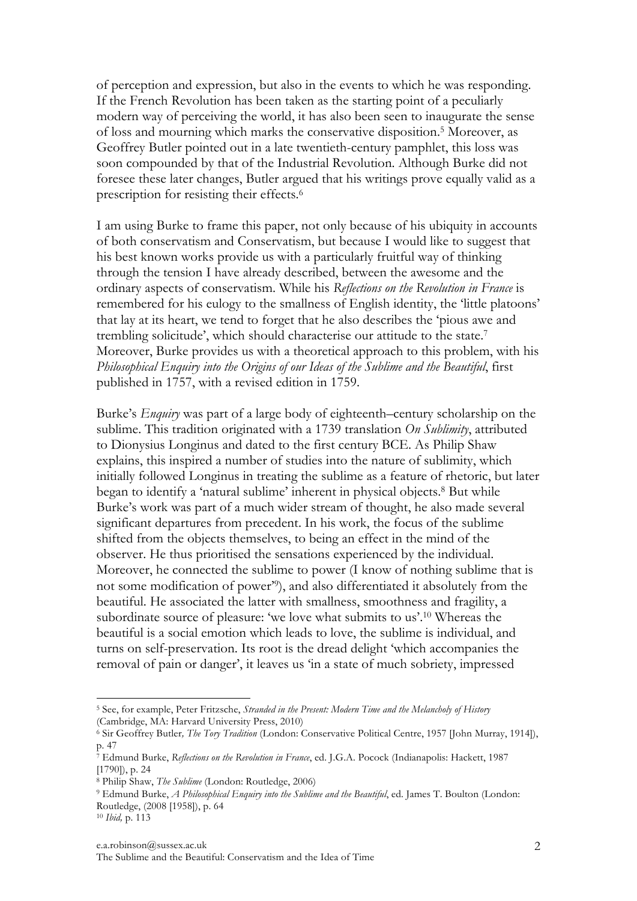of perception and expression, but also in the events to which he was responding. If the French Revolution has been taken as the starting point of a peculiarly modern way of perceiving the world, it has also been seen to inaugurate the sense of loss and mourning which marks the conservative disposition.[5] Moreover, as Geoffrey Butler pointed out in a late twentieth-century pamphlet, this loss was soon compounded by that of the Industrial Revolution. Although Burke did not foresee these later changes, Butler argued that his writings prove equally valid as a prescription for resisting their effects.[6]

I am using Burke to frame this paper, not only because of his ubiquity in accounts of both conservatism and Conservatism, but because I would like to suggest that his best known works provide us with a particularly fruitful way of thinking through the tension I have already described, between the awesome and the ordinary aspects of conservatism. While his *Reflections on the Revolution in France* is remembered for his eulogy to the smallness of English identity, the 'little platoons' that lay at its heart, we tend to forget that he also describes the 'pious awe and trembling solicitude', which should characterise our attitude to the state.[7] Moreover, Burke provides us with a theoretical approach to this problem, with his *Philosophical Enquiry into the Origins of our Ideas of the Sublime and the Beautiful*, first published in 1757, with a revised edition in 1759.

Burke's *Enquiry* was part of a large body of eighteenth–century scholarship on the sublime. This tradition originated with a 1739 translation *On Sublimity*, attributed to Dionysius Longinus and dated to the first century BCE. As Philip Shaw explains, this inspired a number of studies into the nature of sublimity, which initially followed Longinus in treating the sublime as a feature of rhetoric, but later began to identify a 'natural sublime' inherent in physical objects.[8] But while Burke's work was part of a much wider stream of thought, he also made several significant departures from precedent. In his work, the focus of the sublime shifted from the objects themselves, to being an effect in the mind of the observer. He thus prioritised the sensations experienced by the individual. Moreover, he connected the sublime to power (I know of nothing sublime that is not some modification of power'[9]), and also differentiated it absolutely from the beautiful. He associated the latter with smallness, smoothness and fragility, a subordinate source of pleasure: 'we love what submits to us'.[10] Whereas the beautiful is a social emotion which leads to love, the sublime is individual, and turns on self-preservation. Its root is the dread delight 'which accompanies the removal of pain or danger', it leaves us 'in a state of much sobriety, impressed

---

[5] See, for example, Peter Fritzsche, *Stranded in the Present: Modern Time and the Melancholy of History* (Cambridge, MA: Harvard University Press, 2010)

[6] Sir Geoffrey Butler, *The Tory Tradition* (London: Conservative Political Centre, 1957 [John Murray, 1914]), p. 47

[7] Edmund Burke, *Reflections on the Revolution in France*, ed. J.G.A. Pocock (Indianapolis: Hackett, 1987 [1790]), p. 24

[8] Philip Shaw, *The Sublime* (London: Routledge, 2006)

[9] Edmund Burke, *A Philosophical Enquiry into the Sublime and the Beautiful*, ed. James T. Boulton (London: Routledge, (2008 [1958]), p. 64

[10] *Ibid,* p. 113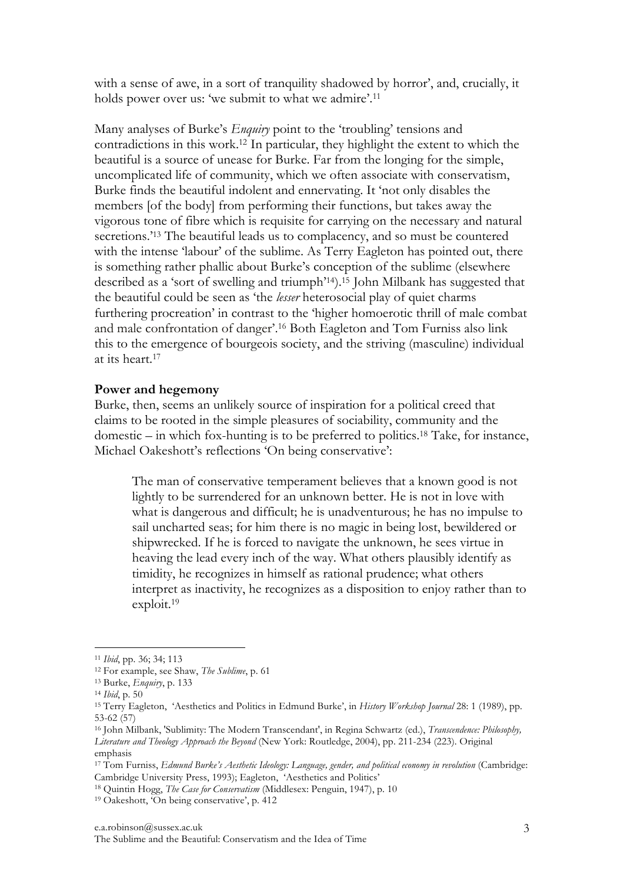with a sense of awe, in a sort of tranquility shadowed by horror', and, crucially, it holds power over us: 'we submit to what we admire'.[11]

Many analyses of Burke's *Enquiry* point to the 'troubling' tensions and contradictions in this work.[12] In particular, they highlight the extent to which the beautiful is a source of unease for Burke. Far from the longing for the simple, uncomplicated life of community, which we often associate with conservatism, Burke finds the beautiful indolent and ennervating. It 'not only disables the members [of the body] from performing their functions, but takes away the vigorous tone of fibre which is requisite for carrying on the necessary and natural secretions.'[13] The beautiful leads us to complacency, and so must be countered with the intense 'labour' of the sublime. As Terry Eagleton has pointed out, there is something rather phallic about Burke's conception of the sublime (elsewhere described as a 'sort of swelling and triumph'[14]).[15] John Milbank has suggested that the beautiful could be seen as 'the *lesser* heterosocial play of quiet charms furthering procreation' in contrast to the 'higher homoerotic thrill of male combat and male confrontation of danger'.[16] Both Eagleton and Tom Furniss also link this to the emergence of bourgeois society, and the striving (masculine) individual at its heart.[17]

**Power and hegemony**

Burke, then, seems an unlikely source of inspiration for a political creed that claims to be rooted in the simple pleasures of sociability, community and the domestic – in which fox-hunting is to be preferred to politics.[18] Take, for instance, Michael Oakeshott's reflections 'On being conservative':

> The man of conservative temperament believes that a known good is not lightly to be surrendered for an unknown better. He is not in love with what is dangerous and difficult; he is unadventurous; he has no impulse to sail uncharted seas; for him there is no magic in being lost, bewildered or shipwrecked. If he is forced to navigate the unknown, he sees virtue in heaving the lead every inch of the way. What others plausibly identify as timidity, he recognizes in himself as rational prudence; what others interpret as inactivity, he recognizes as a disposition to enjoy rather than to exploit.[19]

---

[11] *Ibid*, pp. 36; 34; 113

[12] For example, see Shaw, *The Sublime*, p. 61

[13] Burke, *Enquiry*, p. 133

[14] *Ibid*, p. 50

[15] Terry Eagleton, 'Aesthetics and Politics in Edmund Burke', in *History Workshop Journal* 28: 1 (1989), pp. 53-62 (57)

[16] John Milbank, 'Sublimity: The Modern Transcendant', in Regina Schwartz (ed.), *Transcendence: Philosophy, Literature and Theology Approach the Beyond* (New York: Routledge, 2004), pp. 211-234 (223). Original emphasis

[17] Tom Furniss, *Edmund Burke's Aesthetic Ideology: Language, gender, and political economy in revolution* (Cambridge: Cambridge University Press, 1993); Eagleton, 'Aesthetics and Politics'

[18] Quintin Hogg, *The Case for Conservatism* (Middlesex: Penguin, 1947), p. 10

[19] Oakeshott, 'On being conservative', p. 412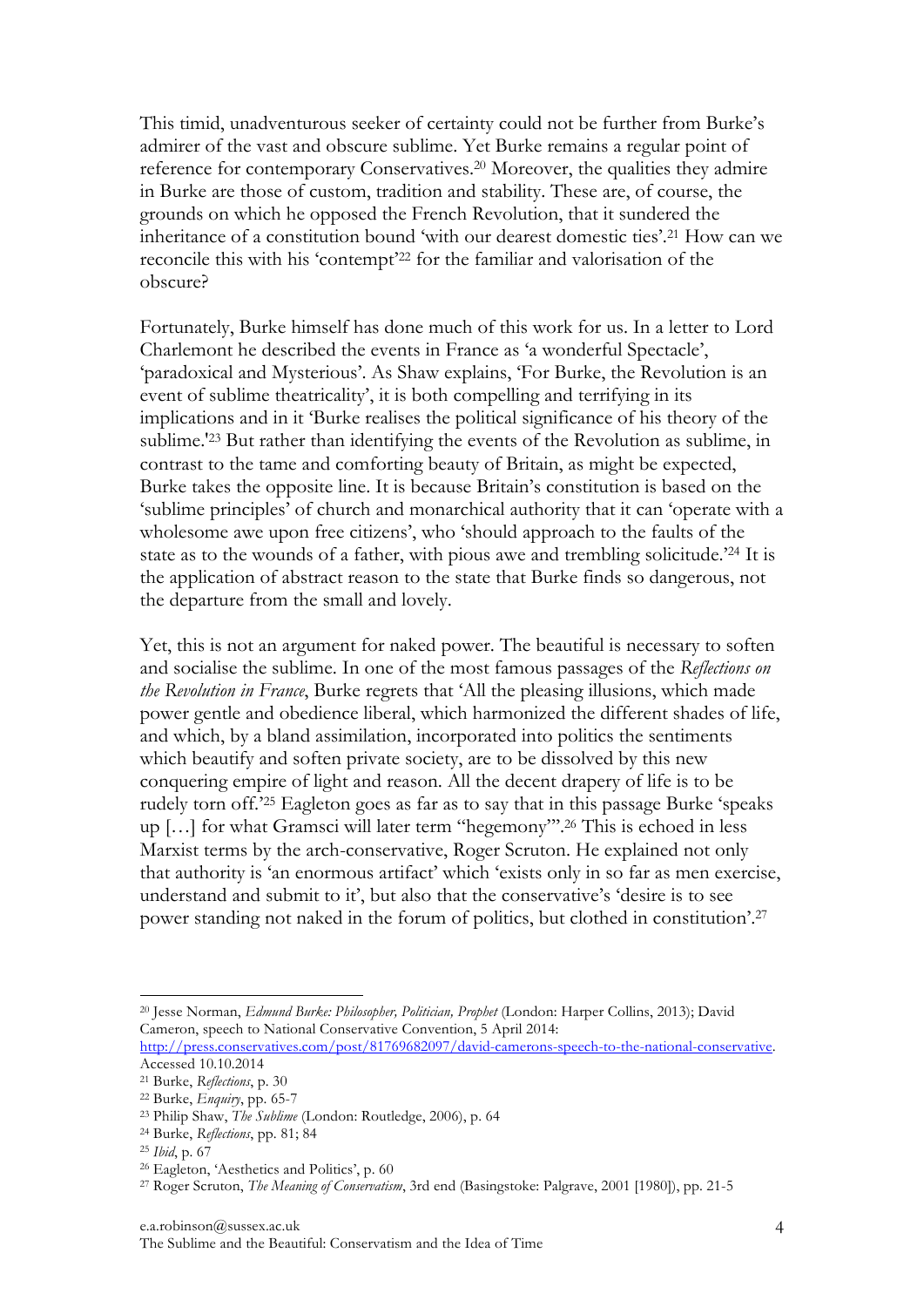This timid, unadventurous seeker of certainty could not be further from Burke's admirer of the vast and obscure sublime. Yet Burke remains a regular point of reference for contemporary Conservatives.[20] Moreover, the qualities they admire in Burke are those of custom, tradition and stability. These are, of course, the grounds on which he opposed the French Revolution, that it sundered the inheritance of a constitution bound 'with our dearest domestic ties'.[21] How can we reconcile this with his 'contempt'[22] for the familiar and valorisation of the obscure?

Fortunately, Burke himself has done much of this work for us. In a letter to Lord Charlemont he described the events in France as 'a wonderful Spectacle', 'paradoxical and Mysterious'. As Shaw explains, 'For Burke, the Revolution is an event of sublime theatricality', it is both compelling and terrifying in its implications and in it 'Burke realises the political significance of his theory of the sublime.'[23] But rather than identifying the events of the Revolution as sublime, in contrast to the tame and comforting beauty of Britain, as might be expected, Burke takes the opposite line. It is because Britain's constitution is based on the 'sublime principles' of church and monarchical authority that it can 'operate with a wholesome awe upon free citizens', who 'should approach to the faults of the state as to the wounds of a father, with pious awe and trembling solicitude.'[24] It is the application of abstract reason to the state that Burke finds so dangerous, not the departure from the small and lovely.

Yet, this is not an argument for naked power. The beautiful is necessary to soften and socialise the sublime. In one of the most famous passages of the *Reflections on the Revolution in France*, Burke regrets that 'All the pleasing illusions, which made power gentle and obedience liberal, which harmonized the different shades of life, and which, by a bland assimilation, incorporated into politics the sentiments which beautify and soften private society, are to be dissolved by this new conquering empire of light and reason. All the decent drapery of life is to be rudely torn off.'[25] Eagleton goes as far as to say that in this passage Burke 'speaks up […] for what Gramsci will later term "hegemony"'.[26] This is echoed in less Marxist terms by the arch-conservative, Roger Scruton. He explained not only that authority is 'an enormous artifact' which 'exists only in so far as men exercise, understand and submit to it', but also that the conservative's 'desire is to see power standing not naked in the forum of politics, but clothed in constitution'.[27]

---

[20] Jesse Norman, *Edmund Burke: Philosopher, Politician, Prophet* (London: Harper Collins, 2013); David Cameron, speech to National Conservative Convention, 5 April 2014: http://press.conservatives.com/post/81769682097/david-camerons-speech-to-the-national-conservative. Accessed 10.10.2014

[21] Burke, *Reflections*, p. 30

[22] Burke, *Enquiry*, pp. 65-7

[23] Philip Shaw, *The Sublime* (London: Routledge, 2006), p. 64

[24] Burke, *Reflections*, pp. 81; 84

[25] *Ibid*, p. 67

[26] Eagleton, 'Aesthetics and Politics', p. 60

[27] Roger Scruton, *The Meaning of Conservatism*, 3rd end (Basingstoke: Palgrave, 2001 [1980]), pp. 21-5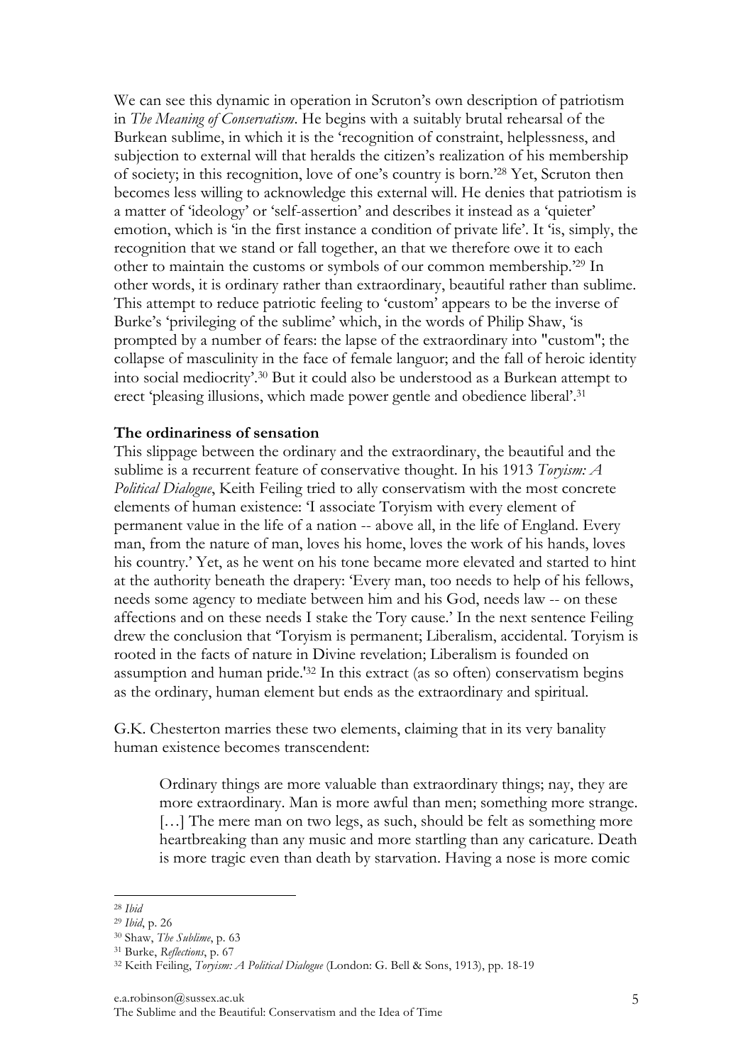We can see this dynamic in operation in Scruton's own description of patriotism in *The Meaning of Conservatism*. He begins with a suitably brutal rehearsal of the Burkean sublime, in which it is the 'recognition of constraint, helplessness, and subjection to external will that heralds the citizen's realization of his membership of society; in this recognition, love of one's country is born.'[28] Yet, Scruton then becomes less willing to acknowledge this external will. He denies that patriotism is a matter of 'ideology' or 'self-assertion' and describes it instead as a 'quieter' emotion, which is 'in the first instance a condition of private life'. It 'is, simply, the recognition that we stand or fall together, an that we therefore owe it to each other to maintain the customs or symbols of our common membership.'[29] In other words, it is ordinary rather than extraordinary, beautiful rather than sublime. This attempt to reduce patriotic feeling to 'custom' appears to be the inverse of Burke's 'privileging of the sublime' which, in the words of Philip Shaw, 'is prompted by a number of fears: the lapse of the extraordinary into "custom"; the collapse of masculinity in the face of female languor; and the fall of heroic identity into social mediocrity'.[30] But it could also be understood as a Burkean attempt to erect 'pleasing illusions, which made power gentle and obedience liberal'.[31]

**The ordinariness of sensation**

This slippage between the ordinary and the extraordinary, the beautiful and the sublime is a recurrent feature of conservative thought. In his 1913 *Toryism: A Political Dialogue*, Keith Feiling tried to ally conservatism with the most concrete elements of human existence: 'I associate Toryism with every element of permanent value in the life of a nation -- above all, in the life of England. Every man, from the nature of man, loves his home, loves the work of his hands, loves his country.' Yet, as he went on his tone became more elevated and started to hint at the authority beneath the drapery: 'Every man, too needs to help of his fellows, needs some agency to mediate between him and his God, needs law -- on these affections and on these needs I stake the Tory cause.' In the next sentence Feiling drew the conclusion that 'Toryism is permanent; Liberalism, accidental. Toryism is rooted in the facts of nature in Divine revelation; Liberalism is founded on assumption and human pride.'[32] In this extract (as so often) conservatism begins as the ordinary, human element but ends as the extraordinary and spiritual.

G.K. Chesterton marries these two elements, claiming that in its very banality human existence becomes transcendent:

> Ordinary things are more valuable than extraordinary things; nay, they are more extraordinary. Man is more awful than men; something more strange. […] The mere man on two legs, as such, should be felt as something more heartbreaking than any music and more startling than any caricature. Death is more tragic even than death by starvation. Having a nose is more comic

---

[28] *Ibid*

[29] *Ibid*, p. 26

[30] Shaw, *The Sublime*, p. 63

[31] Burke, *Reflections*, p. 67

[32] Keith Feiling, *Toryism: A Political Dialogue* (London: G. Bell & Sons, 1913), pp. 18-19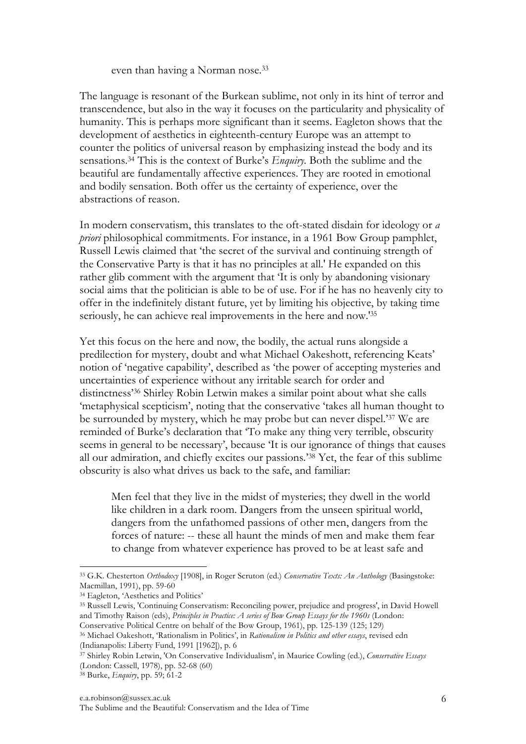even than having a Norman nose.[33]

The language is resonant of the Burkean sublime, not only in its hint of terror and transcendence, but also in the way it focuses on the particularity and physicality of humanity. This is perhaps more significant than it seems. Eagleton shows that the development of aesthetics in eighteenth-century Europe was an attempt to counter the politics of universal reason by emphasizing instead the body and its sensations.[34] This is the context of Burke's *Enquiry*. Both the sublime and the beautiful are fundamentally affective experiences. They are rooted in emotional and bodily sensation. Both offer us the certainty of experience, over the abstractions of reason.

In modern conservatism, this translates to the oft-stated disdain for ideology or *a priori* philosophical commitments. For instance, in a 1961 Bow Group pamphlet, Russell Lewis claimed that 'the secret of the survival and continuing strength of the Conservative Party is that it has no principles at all.' He expanded on this rather glib comment with the argument that 'It is only by abandoning visionary social aims that the politician is able to be of use. For if he has no heavenly city to offer in the indefinitely distant future, yet by limiting his objective, by taking time seriously, he can achieve real improvements in the here and now.'[35]

Yet this focus on the here and now, the bodily, the actual runs alongside a predilection for mystery, doubt and what Michael Oakeshott, referencing Keats' notion of 'negative capability', described as 'the power of accepting mysteries and uncertainties of experience without any irritable search for order and distinctness'[36] Shirley Robin Letwin makes a similar point about what she calls 'metaphysical scepticism', noting that the conservative 'takes all human thought to be surrounded by mystery, which he may probe but can never dispel.'[37] We are reminded of Burke's declaration that 'To make any thing very terrible, obscurity seems in general to be necessary', because 'It is our ignorance of things that causes all our admiration, and chiefly excites our passions.'[38] Yet, the fear of this sublime obscurity is also what drives us back to the safe, and familiar:

> Men feel that they live in the midst of mysteries; they dwell in the world like children in a dark room. Dangers from the unseen spiritual world, dangers from the unfathomed passions of other men, dangers from the forces of nature: -- these all haunt the minds of men and make them fear to change from whatever experience has proved to be at least safe and

---

[33] G.K. Chesterton *Orthodoxy* [1908], in Roger Scruton (ed.) *Conservative Texts: An Anthology* (Basingstoke: Macmillan, 1991), pp. 59-60

[34] Eagleton, 'Aesthetics and Politics'

[35] Russell Lewis, 'Continuing Conservatism: Reconciling power, prejudice and progress', in David Howell and Timothy Raison (eds), *Principles in Practice: A series of Bow Group Essays for the 1960s* (London: Conservative Political Centre on behalf of the Bow Group, 1961), pp. 125-139 (125; 129)

[36] Michael Oakeshott, 'Rationalism in Politics', in *Rationalism in Politics and other essays*, revised edn (Indianapolis: Liberty Fund, 1991 [1962]), p. 6

[37] Shirley Robin Letwin, 'On Conservative Individualism', in Maurice Cowling (ed.), *Conservative Essays* (London: Cassell, 1978), pp. 52-68 (60)

[38] Burke, *Enquiry*, pp. 59; 61-2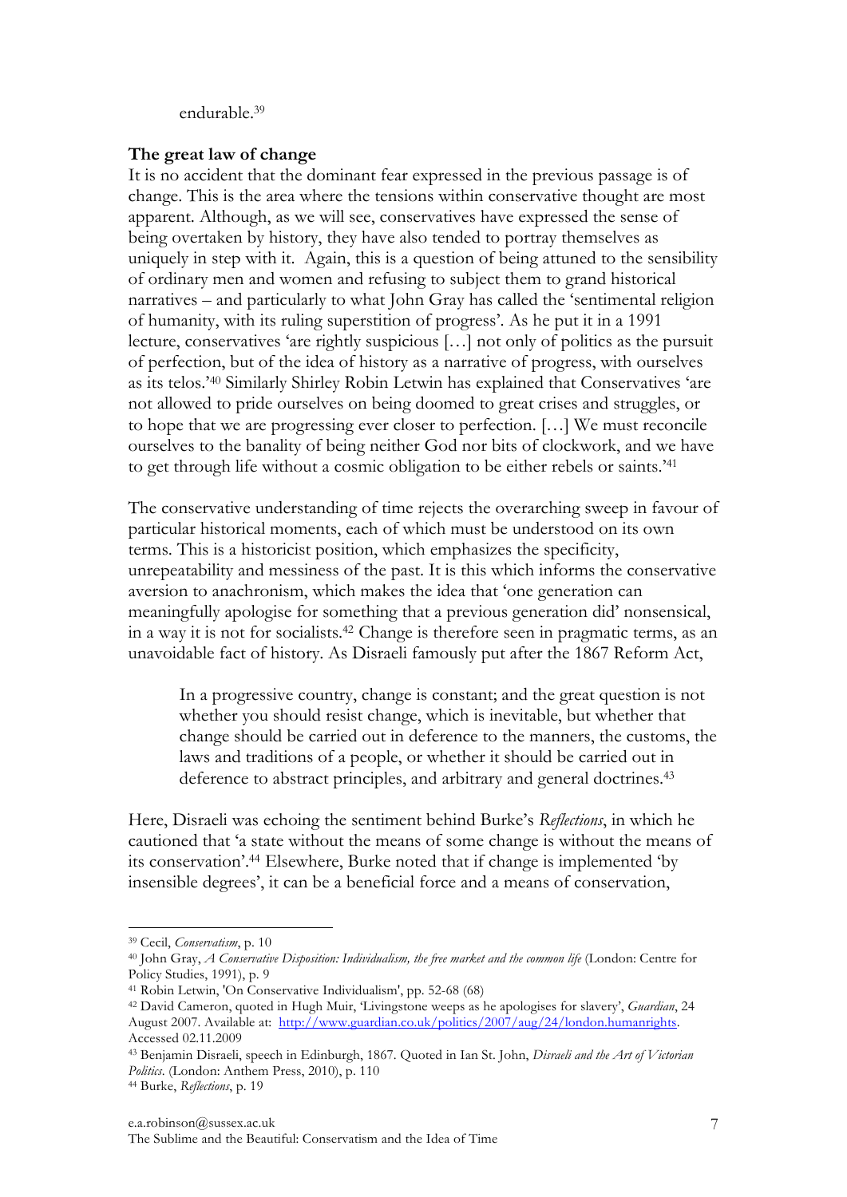endurable.[39]

**The great law of change**

It is no accident that the dominant fear expressed in the previous passage is of change. This is the area where the tensions within conservative thought are most apparent. Although, as we will see, conservatives have expressed the sense of being overtaken by history, they have also tended to portray themselves as uniquely in step with it. Again, this is a question of being attuned to the sensibility of ordinary men and women and refusing to subject them to grand historical narratives – and particularly to what John Gray has called the 'sentimental religion of humanity, with its ruling superstition of progress'. As he put it in a 1991 lecture, conservatives 'are rightly suspicious […] not only of politics as the pursuit of perfection, but of the idea of history as a narrative of progress, with ourselves as its telos.'[40] Similarly Shirley Robin Letwin has explained that Conservatives 'are not allowed to pride ourselves on being doomed to great crises and struggles, or to hope that we are progressing ever closer to perfection. […] We must reconcile ourselves to the banality of being neither God nor bits of clockwork, and we have to get through life without a cosmic obligation to be either rebels or saints.'[41]

The conservative understanding of time rejects the overarching sweep in favour of particular historical moments, each of which must be understood on its own terms. This is a historicist position, which emphasizes the specificity, unrepeatability and messiness of the past. It is this which informs the conservative aversion to anachronism, which makes the idea that 'one generation can meaningfully apologise for something that a previous generation did' nonsensical, in a way it is not for socialists.[42] Change is therefore seen in pragmatic terms, as an unavoidable fact of history. As Disraeli famously put after the 1867 Reform Act,

> In a progressive country, change is constant; and the great question is not whether you should resist change, which is inevitable, but whether that change should be carried out in deference to the manners, the customs, the laws and traditions of a people, or whether it should be carried out in deference to abstract principles, and arbitrary and general doctrines.[43]

Here, Disraeli was echoing the sentiment behind Burke's *Reflections*, in which he cautioned that 'a state without the means of some change is without the means of its conservation'.[44] Elsewhere, Burke noted that if change is implemented 'by insensible degrees', it can be a beneficial force and a means of conservation,

---

[39] Cecil, *Conservatism*, p. 10

[40] John Gray, *A Conservative Disposition: Individualism, the free market and the common life* (London: Centre for Policy Studies, 1991), p. 9

[41] Robin Letwin, 'On Conservative Individualism', pp. 52-68 (68)

[42] David Cameron, quoted in Hugh Muir, 'Livingstone weeps as he apologises for slavery', *Guardian*, 24 August 2007. Available at: http://www.guardian.co.uk/politics/2007/aug/24/london.humanrights. Accessed 02.11.2009

[43] Benjamin Disraeli, speech in Edinburgh, 1867. Quoted in Ian St. John, *Disraeli and the Art of Victorian Politics*. (London: Anthem Press, 2010), p. 110

[44] Burke, *Reflections*, p. 19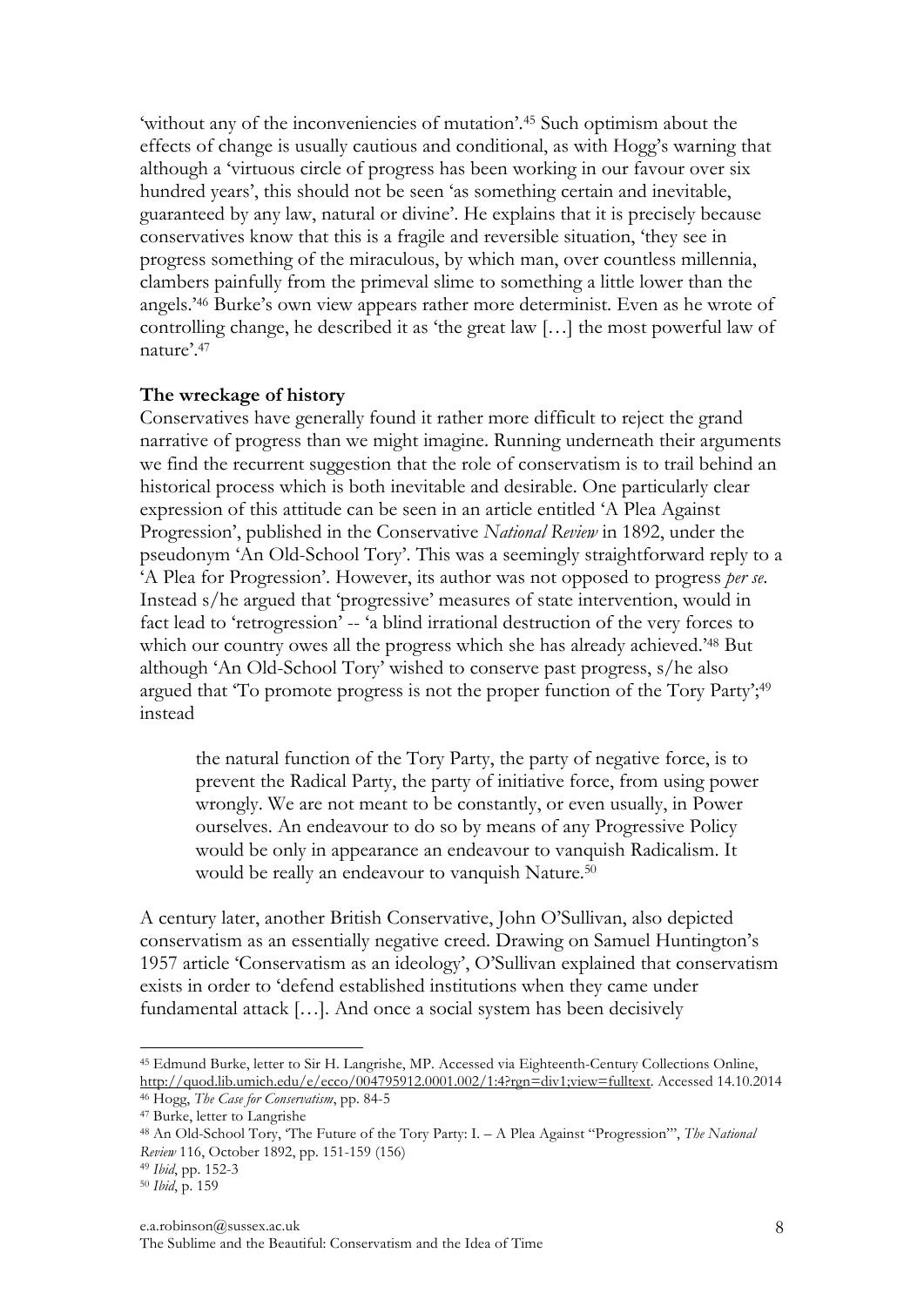'without any of the inconveniencies of mutation'.[45] Such optimism about the effects of change is usually cautious and conditional, as with Hogg's warning that although a 'virtuous circle of progress has been working in our favour over six hundred years', this should not be seen 'as something certain and inevitable, guaranteed by any law, natural or divine'. He explains that it is precisely because conservatives know that this is a fragile and reversible situation, 'they see in progress something of the miraculous, by which man, over countless millennia, clambers painfully from the primeval slime to something a little lower than the angels.'[46] Burke's own view appears rather more determinist. Even as he wrote of controlling change, he described it as 'the great law […] the most powerful law of nature'.[47]

**The wreckage of history**

Conservatives have generally found it rather more difficult to reject the grand narrative of progress than we might imagine. Running underneath their arguments we find the recurrent suggestion that the role of conservatism is to trail behind an historical process which is both inevitable and desirable. One particularly clear expression of this attitude can be seen in an article entitled 'A Plea Against Progression', published in the Conservative *National Review* in 1892, under the pseudonym 'An Old-School Tory'. This was a seemingly straightforward reply to a 'A Plea for Progression'. However, its author was not opposed to progress *per se*. Instead s/he argued that 'progressive' measures of state intervention, would in fact lead to 'retrogression' -- 'a blind irrational destruction of the very forces to which our country owes all the progress which she has already achieved.'[48] But although 'An Old-School Tory' wished to conserve past progress, s/he also argued that 'To promote progress is not the proper function of the Tory Party';[49] instead

> the natural function of the Tory Party, the party of negative force, is to prevent the Radical Party, the party of initiative force, from using power wrongly. We are not meant to be constantly, or even usually, in Power ourselves. An endeavour to do so by means of any Progressive Policy would be only in appearance an endeavour to vanquish Radicalism. It would be really an endeavour to vanquish Nature.[50]

A century later, another British Conservative, John O'Sullivan, also depicted conservatism as an essentially negative creed. Drawing on Samuel Huntington's 1957 article 'Conservatism as an ideology', O'Sullivan explained that conservatism exists in order to 'defend established institutions when they came under fundamental attack […]. And once a social system has been decisively

---

[45] Edmund Burke, letter to Sir H. Langrishe, MP. Accessed via Eighteenth-Century Collections Online, http://quod.lib.umich.edu/e/ecco/004795912.0001.002/1:4?rgn=div1;view=fulltext. Accessed 14.10.2014

[46] Hogg, *The Case for Conservatism*, pp. 84-5

[47] Burke, letter to Langrishe

[48] An Old-School Tory, 'The Future of the Tory Party: I. – A Plea Against "Progression"', *The National Review* 116, October 1892, pp. 151-159 (156)

[49] *Ibid*, pp. 152-3

[50] *Ibid*, p. 159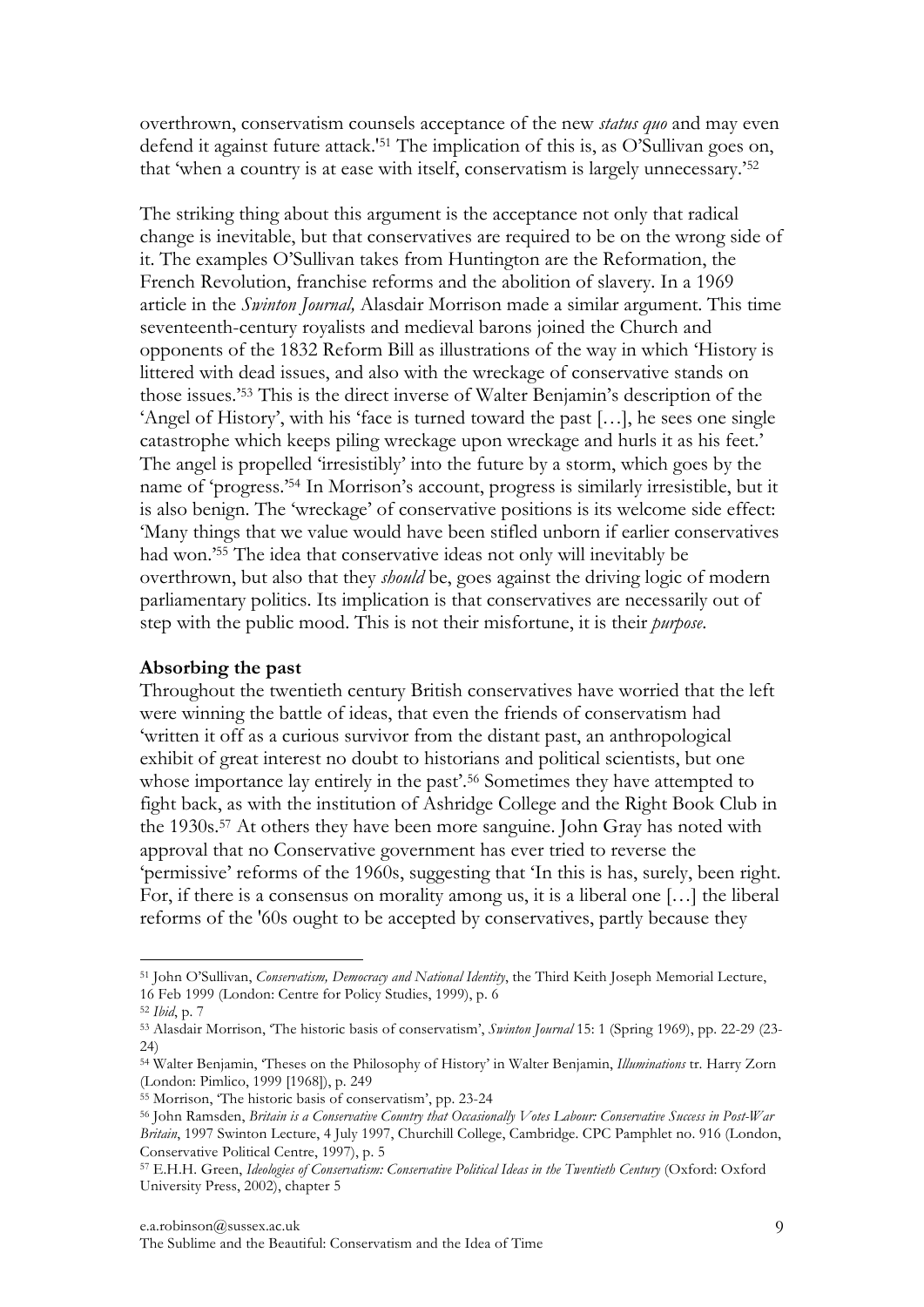overthrown, conservatism counsels acceptance of the new *status quo* and may even defend it against future attack.'[51] The implication of this is, as O'Sullivan goes on, that 'when a country is at ease with itself, conservatism is largely unnecessary.'[52]

The striking thing about this argument is the acceptance not only that radical change is inevitable, but that conservatives are required to be on the wrong side of it. The examples O'Sullivan takes from Huntington are the Reformation, the French Revolution, franchise reforms and the abolition of slavery. In a 1969 article in the *Swinton Journal,* Alasdair Morrison made a similar argument. This time seventeenth-century royalists and medieval barons joined the Church and opponents of the 1832 Reform Bill as illustrations of the way in which 'History is littered with dead issues, and also with the wreckage of conservative stands on those issues.'[53] This is the direct inverse of Walter Benjamin's description of the 'Angel of History', with his 'face is turned toward the past […], he sees one single catastrophe which keeps piling wreckage upon wreckage and hurls it as his feet.' The angel is propelled 'irresistibly' into the future by a storm, which goes by the name of 'progress.'[54] In Morrison's account, progress is similarly irresistible, but it is also benign. The 'wreckage' of conservative positions is its welcome side effect: 'Many things that we value would have been stifled unborn if earlier conservatives had won.'[55] The idea that conservative ideas not only will inevitably be overthrown, but also that they *should* be, goes against the driving logic of modern parliamentary politics. Its implication is that conservatives are necessarily out of step with the public mood. This is not their misfortune, it is their *purpose*.

**Absorbing the past**

Throughout the twentieth century British conservatives have worried that the left were winning the battle of ideas, that even the friends of conservatism had 'written it off as a curious survivor from the distant past, an anthropological exhibit of great interest no doubt to historians and political scientists, but one whose importance lay entirely in the past'.[56] Sometimes they have attempted to fight back, as with the institution of Ashridge College and the Right Book Club in the 1930s.[57] At others they have been more sanguine. John Gray has noted with approval that no Conservative government has ever tried to reverse the 'permissive' reforms of the 1960s, suggesting that 'In this is has, surely, been right. For, if there is a consensus on morality among us, it is a liberal one […] the liberal reforms of the '60s ought to be accepted by conservatives, partly because they

---

[51] John O'Sullivan, *Conservatism, Democracy and National Identity*, the Third Keith Joseph Memorial Lecture, 16 Feb 1999 (London: Centre for Policy Studies, 1999), p. 6

[52] *Ibid*, p. 7

[53] Alasdair Morrison, 'The historic basis of conservatism', *Swinton Journal* 15: 1 (Spring 1969), pp. 22-29 (23-24)

[54] Walter Benjamin, 'Theses on the Philosophy of History' in Walter Benjamin, *Illuminations* tr. Harry Zorn (London: Pimlico, 1999 [1968]), p. 249

[55] Morrison, 'The historic basis of conservatism', pp. 23-24

[56] John Ramsden, *Britain is a Conservative Country that Occasionally Votes Labour: Conservative Success in Post-War Britain*, 1997 Swinton Lecture, 4 July 1997, Churchill College, Cambridge. CPC Pamphlet no. 916 (London, Conservative Political Centre, 1997), p. 5

[57] E.H.H. Green, *Ideologies of Conservatism: Conservative Political Ideas in the Twentieth Century* (Oxford: Oxford University Press, 2002), chapter 5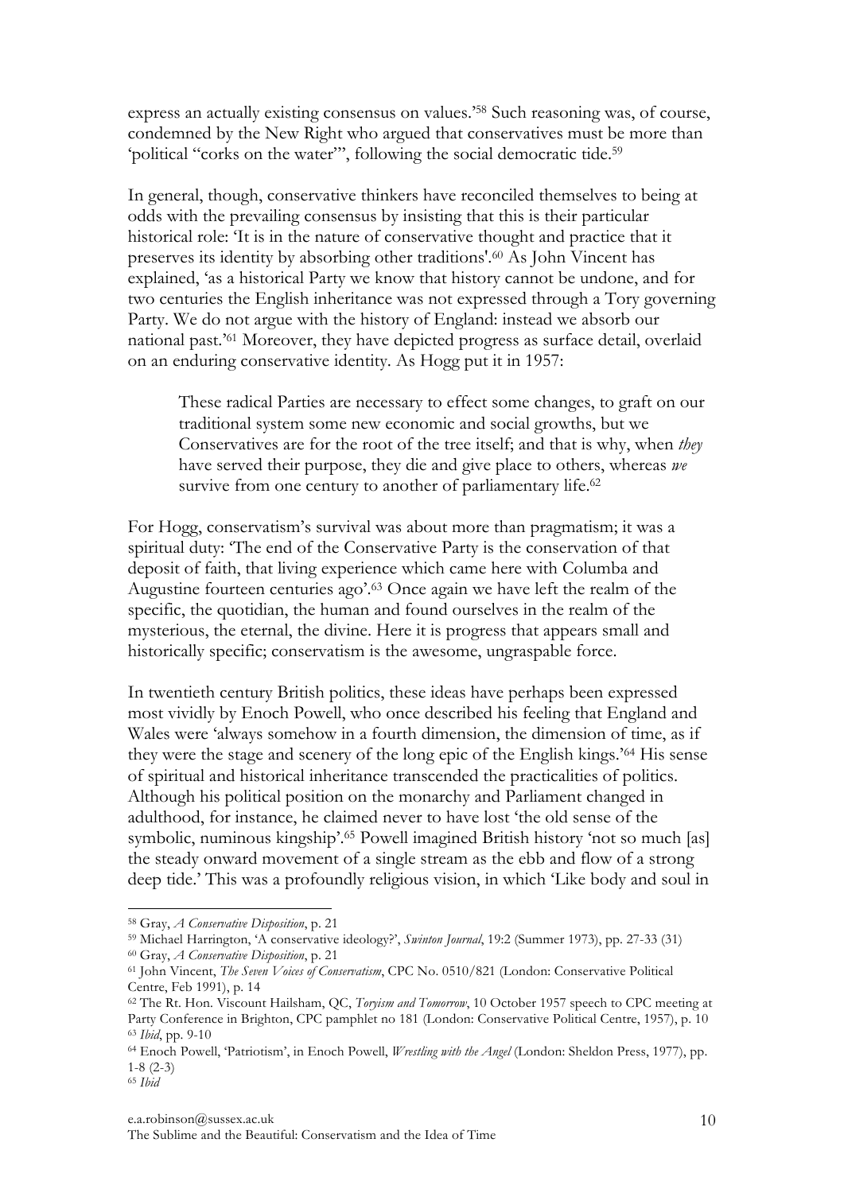express an actually existing consensus on values.'[58] Such reasoning was, of course, condemned by the New Right who argued that conservatives must be more than 'political "corks on the water"', following the social democratic tide.[59]

In general, though, conservative thinkers have reconciled themselves to being at odds with the prevailing consensus by insisting that this is their particular historical role: 'It is in the nature of conservative thought and practice that it preserves its identity by absorbing other traditions'.[60] As John Vincent has explained, 'as a historical Party we know that history cannot be undone, and for two centuries the English inheritance was not expressed through a Tory governing Party. We do not argue with the history of England: instead we absorb our national past.'[61] Moreover, they have depicted progress as surface detail, overlaid on an enduring conservative identity. As Hogg put it in 1957:

> These radical Parties are necessary to effect some changes, to graft on our traditional system some new economic and social growths, but we Conservatives are for the root of the tree itself; and that is why, when *they* have served their purpose, they die and give place to others, whereas *we* survive from one century to another of parliamentary life.[62]

For Hogg, conservatism's survival was about more than pragmatism; it was a spiritual duty: 'The end of the Conservative Party is the conservation of that deposit of faith, that living experience which came here with Columba and Augustine fourteen centuries ago'.[63] Once again we have left the realm of the specific, the quotidian, the human and found ourselves in the realm of the mysterious, the eternal, the divine. Here it is progress that appears small and historically specific; conservatism is the awesome, ungraspable force.

In twentieth century British politics, these ideas have perhaps been expressed most vividly by Enoch Powell, who once described his feeling that England and Wales were 'always somehow in a fourth dimension, the dimension of time, as if they were the stage and scenery of the long epic of the English kings.'[64] His sense of spiritual and historical inheritance transcended the practicalities of politics. Although his political position on the monarchy and Parliament changed in adulthood, for instance, he claimed never to have lost 'the old sense of the symbolic, numinous kingship'.[65] Powell imagined British history 'not so much [as] the steady onward movement of a single stream as the ebb and flow of a strong deep tide.' This was a profoundly religious vision, in which 'Like body and soul in

---

[58] Gray, *A Conservative Disposition*, p. 21

[59] Michael Harrington, 'A conservative ideology?', *Swinton Journal*, 19:2 (Summer 1973), pp. 27-33 (31)

[60] Gray, *A Conservative Disposition*, p. 21

[61] John Vincent, *The Seven Voices of Conservatism*, CPC No. 0510/821 (London: Conservative Political Centre, Feb 1991), p. 14

[62] The Rt. Hon. Viscount Hailsham, QC, *Toryism and Tomorrow*, 10 October 1957 speech to CPC meeting at Party Conference in Brighton, CPC pamphlet no 181 (London: Conservative Political Centre, 1957), p. 10

[63] *Ibid*, pp. 9-10

[64] Enoch Powell, 'Patriotism', in Enoch Powell, *Wrestling with the Angel* (London: Sheldon Press, 1977), pp. 1-8 (2-3)

[65] *Ibid*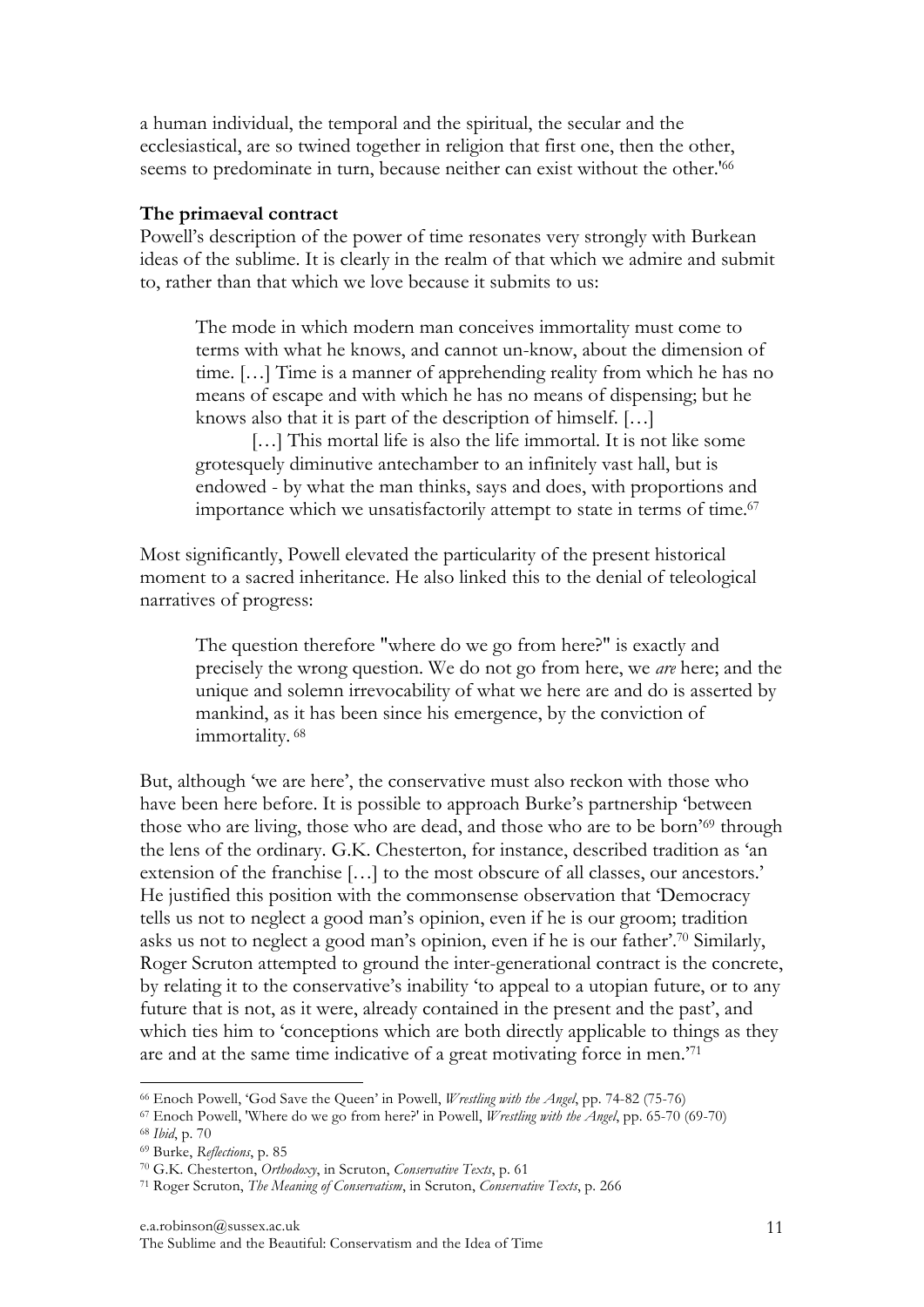a human individual, the temporal and the spiritual, the secular and the ecclesiastical, are so twined together in religion that first one, then the other, seems to predominate in turn, because neither can exist without the other.'[66]

**The primaeval contract**

Powell's description of the power of time resonates very strongly with Burkean ideas of the sublime. It is clearly in the realm of that which we admire and submit to, rather than that which we love because it submits to us:

> The mode in which modern man conceives immortality must come to terms with what he knows, and cannot un-know, about the dimension of time. […] Time is a manner of apprehending reality from which he has no means of escape and with which he has no means of dispensing; but he knows also that it is part of the description of himself. […]
>
> […] This mortal life is also the life immortal. It is not like some grotesquely diminutive antechamber to an infinitely vast hall, but is endowed - by what the man thinks, says and does, with proportions and importance which we unsatisfactorily attempt to state in terms of time.[67]

Most significantly, Powell elevated the particularity of the present historical moment to a sacred inheritance. He also linked this to the denial of teleological narratives of progress:

> The question therefore "where do we go from here?" is exactly and precisely the wrong question. We do not go from here, we *are* here; and the unique and solemn irrevocability of what we here are and do is asserted by mankind, as it has been since his emergence, by the conviction of immortality.[68]

But, although 'we are here', the conservative must also reckon with those who have been here before. It is possible to approach Burke's partnership 'between those who are living, those who are dead, and those who are to be born'[69] through the lens of the ordinary. G.K. Chesterton, for instance, described tradition as 'an extension of the franchise […] to the most obscure of all classes, our ancestors.' He justified this position with the commonsense observation that 'Democracy tells us not to neglect a good man's opinion, even if he is our groom; tradition asks us not to neglect a good man's opinion, even if he is our father'.[70] Similarly, Roger Scruton attempted to ground the inter-generational contract is the concrete, by relating it to the conservative's inability 'to appeal to a utopian future, or to any future that is not, as it were, already contained in the present and the past', and which ties him to 'conceptions which are both directly applicable to things as they are and at the same time indicative of a great motivating force in men.'[71]

---

[66] Enoch Powell, 'God Save the Queen' in Powell, *Wrestling with the Angel*, pp. 74-82 (75-76)

[67] Enoch Powell, 'Where do we go from here?' in Powell, *Wrestling with the Angel*, pp. 65-70 (69-70)

[68] *Ibid*, p. 70

[69] Burke, *Reflections*, p. 85

[70] G.K. Chesterton, *Orthodoxy*, in Scruton, *Conservative Texts*, p. 61

[71] Roger Scruton, *The Meaning of Conservatism*, in Scruton, *Conservative Texts*, p. 266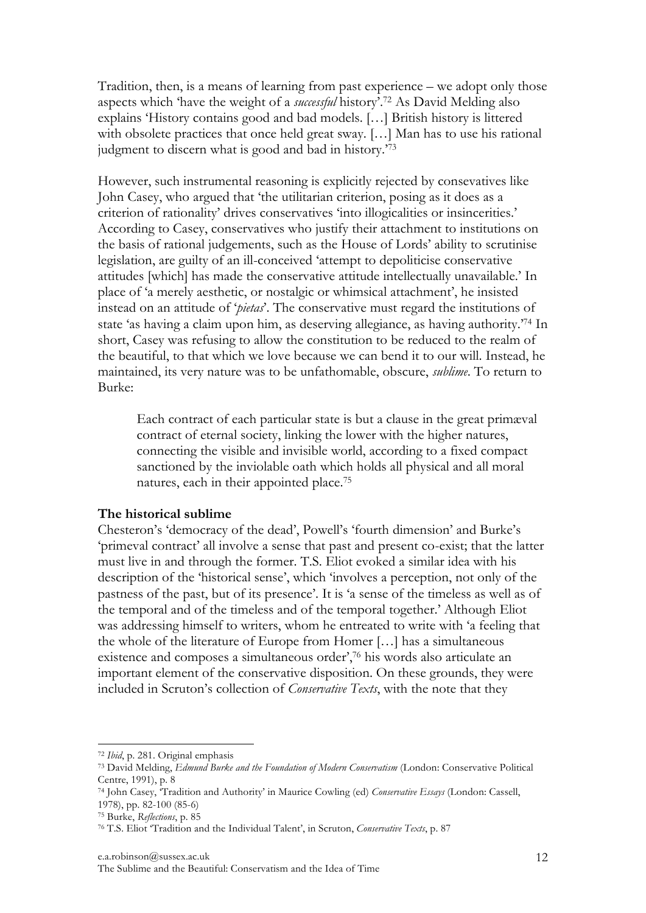Tradition, then, is a means of learning from past experience – we adopt only those aspects which 'have the weight of a *successful* history'.[72] As David Melding also explains 'History contains good and bad models. […] British history is littered with obsolete practices that once held great sway. […] Man has to use his rational judgment to discern what is good and bad in history.'[73]

However, such instrumental reasoning is explicitly rejected by consevatives like John Casey, who argued that 'the utilitarian criterion, posing as it does as a criterion of rationality' drives conservatives 'into illogicalities or insincerities.' According to Casey, conservatives who justify their attachment to institutions on the basis of rational judgements, such as the House of Lords' ability to scrutinise legislation, are guilty of an ill-conceived 'attempt to depoliticise conservative attitudes [which] has made the conservative attitude intellectually unavailable.' In place of 'a merely aesthetic, or nostalgic or whimsical attachment', he insisted instead on an attitude of '*pietas*'. The conservative must regard the institutions of state 'as having a claim upon him, as deserving allegiance, as having authority.'[74] In short, Casey was refusing to allow the constitution to be reduced to the realm of the beautiful, to that which we love because we can bend it to our will. Instead, he maintained, its very nature was to be unfathomable, obscure, *sublime*. To return to Burke:

> Each contract of each particular state is but a clause in the great primæval contract of eternal society, linking the lower with the higher natures, connecting the visible and invisible world, according to a fixed compact sanctioned by the inviolable oath which holds all physical and all moral natures, each in their appointed place.[75]

**The historical sublime**

Chesteron's 'democracy of the dead', Powell's 'fourth dimension' and Burke's 'primeval contract' all involve a sense that past and present co-exist; that the latter must live in and through the former. T.S. Eliot evoked a similar idea with his description of the 'historical sense', which 'involves a perception, not only of the pastness of the past, but of its presence'. It is 'a sense of the timeless as well as of the temporal and of the timeless and of the temporal together.' Although Eliot was addressing himself to writers, whom he entreated to write with 'a feeling that the whole of the literature of Europe from Homer […] has a simultaneous existence and composes a simultaneous order',[76] his words also articulate an important element of the conservative disposition. On these grounds, they were included in Scruton's collection of *Conservative Texts*, with the note that they

---

[72] *Ibid*, p. 281. Original emphasis

[73] David Melding, *Edmund Burke and the Foundation of Modern Conservatism* (London: Conservative Political Centre, 1991), p. 8

[74] John Casey, 'Tradition and Authority' in Maurice Cowling (ed) *Conservative Essays* (London: Cassell, 1978), pp. 82-100 (85-6)

[75] Burke, *Reflections*, p. 85

[76] T.S. Eliot 'Tradition and the Individual Talent', in Scruton, *Conservative Texts*, p. 87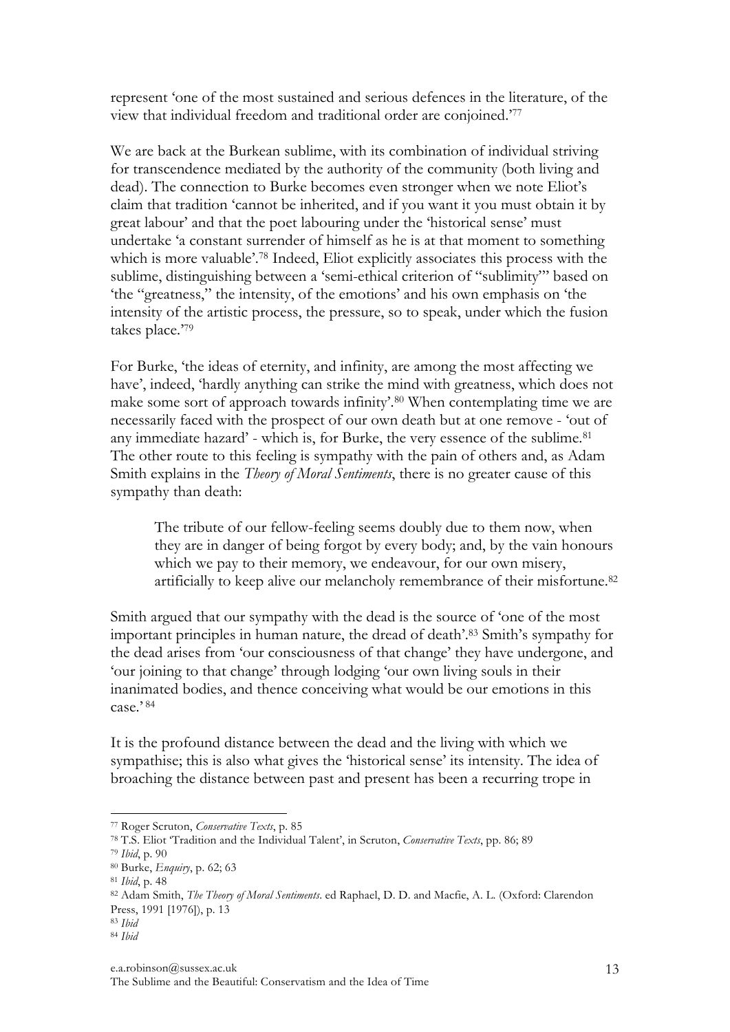represent 'one of the most sustained and serious defences in the literature, of the view that individual freedom and traditional order are conjoined.'[77]

We are back at the Burkean sublime, with its combination of individual striving for transcendence mediated by the authority of the community (both living and dead). The connection to Burke becomes even stronger when we note Eliot's claim that tradition 'cannot be inherited, and if you want it you must obtain it by great labour' and that the poet labouring under the 'historical sense' must undertake 'a constant surrender of himself as he is at that moment to something which is more valuable'.[78] Indeed, Eliot explicitly associates this process with the sublime, distinguishing between a 'semi-ethical criterion of "sublimity"' based on 'the "greatness," the intensity, of the emotions' and his own emphasis on 'the intensity of the artistic process, the pressure, so to speak, under which the fusion takes place.'[79]

For Burke, 'the ideas of eternity, and infinity, are among the most affecting we have', indeed, 'hardly anything can strike the mind with greatness, which does not make some sort of approach towards infinity'.[80] When contemplating time we are necessarily faced with the prospect of our own death but at one remove - 'out of any immediate hazard' - which is, for Burke, the very essence of the sublime.[81] The other route to this feeling is sympathy with the pain of others and, as Adam Smith explains in the *Theory of Moral Sentiments*, there is no greater cause of this sympathy than death:

> The tribute of our fellow-feeling seems doubly due to them now, when they are in danger of being forgot by every body; and, by the vain honours which we pay to their memory, we endeavour, for our own misery, artificially to keep alive our melancholy remembrance of their misfortune.[82]

Smith argued that our sympathy with the dead is the source of 'one of the most important principles in human nature, the dread of death'.[83] Smith's sympathy for the dead arises from 'our consciousness of that change' they have undergone, and 'our joining to that change' through lodging 'our own living souls in their inanimated bodies, and thence conceiving what would be our emotions in this case.'[84]

It is the profound distance between the dead and the living with which we sympathise; this is also what gives the 'historical sense' its intensity. The idea of broaching the distance between past and present has been a recurring trope in

---

[77] Roger Scruton, *Conservative Texts*, p. 85

[78] T.S. Eliot 'Tradition and the Individual Talent', in Scruton, *Conservative Texts*, pp. 86; 89

[79] *Ibid*, p. 90

[80] Burke, *Enquiry*, p. 62; 63

[81] *Ibid*, p. 48

[82] Adam Smith, *The Theory of Moral Sentiments*. ed Raphael, D. D. and Macfie, A. L. (Oxford: Clarendon Press, 1991 [1976]), p. 13

[83] *Ibid*

[84] *Ibid*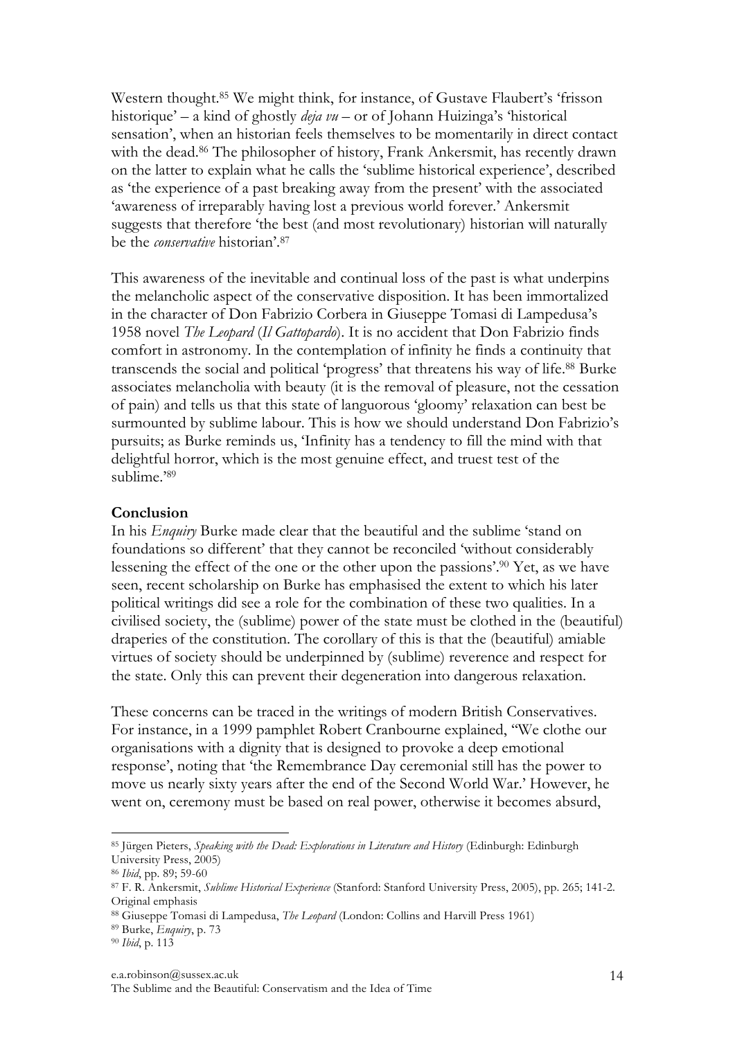Western thought.[85] We might think, for instance, of Gustave Flaubert's 'frisson historique' – a kind of ghostly *deja vu* – or of Johann Huizinga's 'historical sensation', when an historian feels themselves to be momentarily in direct contact with the dead.[86] The philosopher of history, Frank Ankersmit, has recently drawn on the latter to explain what he calls the 'sublime historical experience', described as 'the experience of a past breaking away from the present' with the associated 'awareness of irreparably having lost a previous world forever.' Ankersmit suggests that therefore 'the best (and most revolutionary) historian will naturally be the *conservative* historian'.[87]

This awareness of the inevitable and continual loss of the past is what underpins the melancholic aspect of the conservative disposition. It has been immortalized in the character of Don Fabrizio Corbera in Giuseppe Tomasi di Lampedusa's 1958 novel *The Leopard* (*Il Gattopardo*). It is no accident that Don Fabrizio finds comfort in astronomy. In the contemplation of infinity he finds a continuity that transcends the social and political 'progress' that threatens his way of life.[88] Burke associates melancholia with beauty (it is the removal of pleasure, not the cessation of pain) and tells us that this state of languorous 'gloomy' relaxation can best be surmounted by sublime labour. This is how we should understand Don Fabrizio's pursuits; as Burke reminds us, 'Infinity has a tendency to fill the mind with that delightful horror, which is the most genuine effect, and truest test of the sublime.'[89]

**Conclusion**

In his *Enquiry* Burke made clear that the beautiful and the sublime 'stand on foundations so different' that they cannot be reconciled 'without considerably lessening the effect of the one or the other upon the passions'.[90] Yet, as we have seen, recent scholarship on Burke has emphasised the extent to which his later political writings did see a role for the combination of these two qualities. In a civilised society, the (sublime) power of the state must be clothed in the (beautiful) draperies of the constitution. The corollary of this is that the (beautiful) amiable virtues of society should be underpinned by (sublime) reverence and respect for the state. Only this can prevent their degeneration into dangerous relaxation.

These concerns can be traced in the writings of modern British Conservatives. For instance, in a 1999 pamphlet Robert Cranbourne explained, "We clothe our organisations with a dignity that is designed to provoke a deep emotional response', noting that 'the Remembrance Day ceremonial still has the power to move us nearly sixty years after the end of the Second World War.' However, he went on, ceremony must be based on real power, otherwise it becomes absurd,

---

[85] Jürgen Pieters, *Speaking with the Dead: Explorations in Literature and History* (Edinburgh: Edinburgh University Press, 2005)

[86] *Ibid*, pp. 89; 59-60

[87] F. R. Ankersmit, *Sublime Historical Experience* (Stanford: Stanford University Press, 2005), pp. 265; 141-2. Original emphasis

[88] Giuseppe Tomasi di Lampedusa, *The Leopard* (London: Collins and Harvill Press 1961)

[89] Burke, *Enquiry*, p. 73

[90] *Ibid*, p. 113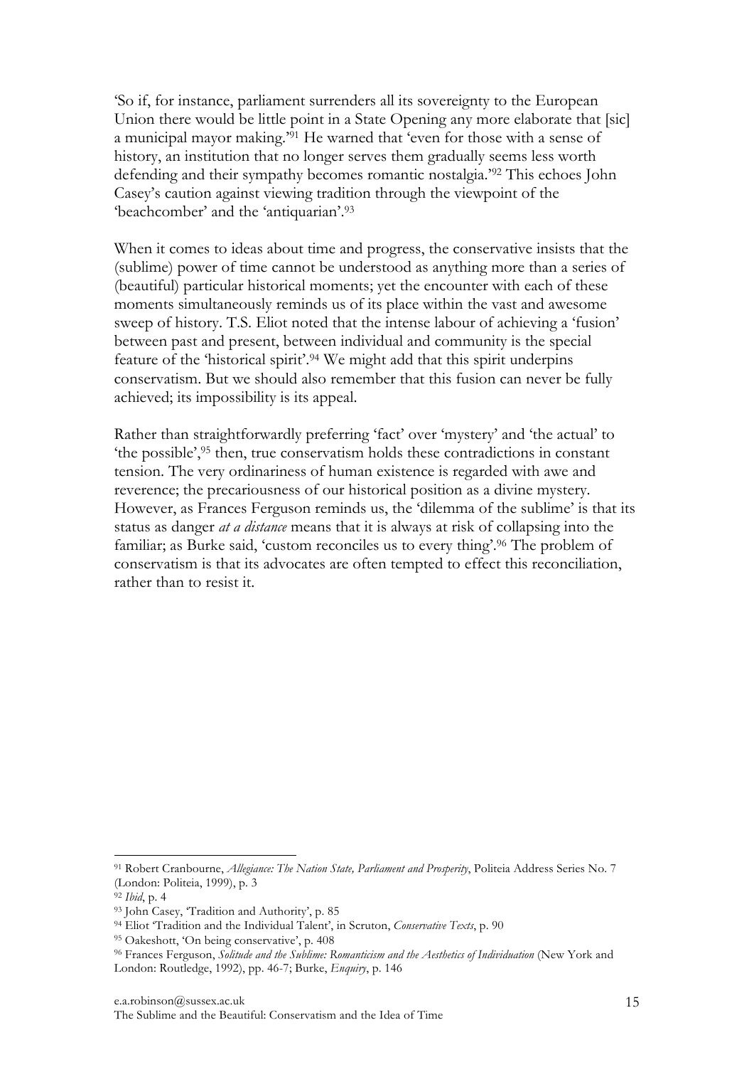'So if, for instance, parliament surrenders all its sovereignty to the European Union there would be little point in a State Opening any more elaborate that [sic] a municipal mayor making.'[91] He warned that 'even for those with a sense of history, an institution that no longer serves them gradually seems less worth defending and their sympathy becomes romantic nostalgia.'[92] This echoes John Casey's caution against viewing tradition through the viewpoint of the 'beachcomber' and the 'antiquarian'.[93]

When it comes to ideas about time and progress, the conservative insists that the (sublime) power of time cannot be understood as anything more than a series of (beautiful) particular historical moments; yet the encounter with each of these moments simultaneously reminds us of its place within the vast and awesome sweep of history. T.S. Eliot noted that the intense labour of achieving a 'fusion' between past and present, between individual and community is the special feature of the 'historical spirit'.[94] We might add that this spirit underpins conservatism. But we should also remember that this fusion can never be fully achieved; its impossibility is its appeal.

Rather than straightforwardly preferring 'fact' over 'mystery' and 'the actual' to 'the possible',[95] then, true conservatism holds these contradictions in constant tension. The very ordinariness of human existence is regarded with awe and reverence; the precariousness of our historical position as a divine mystery. However, as Frances Ferguson reminds us, the 'dilemma of the sublime' is that its status as danger *at a distance* means that it is always at risk of collapsing into the familiar; as Burke said, 'custom reconciles us to every thing'.[96] The problem of conservatism is that its advocates are often tempted to effect this reconciliation, rather than to resist it.

---

[91] Robert Cranbourne, *Allegiance: The Nation State, Parliament and Prosperity*, Politeia Address Series No. 7 (London: Politeia, 1999), p. 3

[92] *Ibid*, p. 4

[93] John Casey, 'Tradition and Authority', p. 85

[94] Eliot 'Tradition and the Individual Talent', in Scruton, *Conservative Texts*, p. 90

[95] Oakeshott, 'On being conservative', p. 408

[96] Frances Ferguson, *Solitude and the Sublime: Romanticism and the Aesthetics of Individuation* (New York and London: Routledge, 1992), pp. 46-7; Burke, *Enquiry*, p. 146